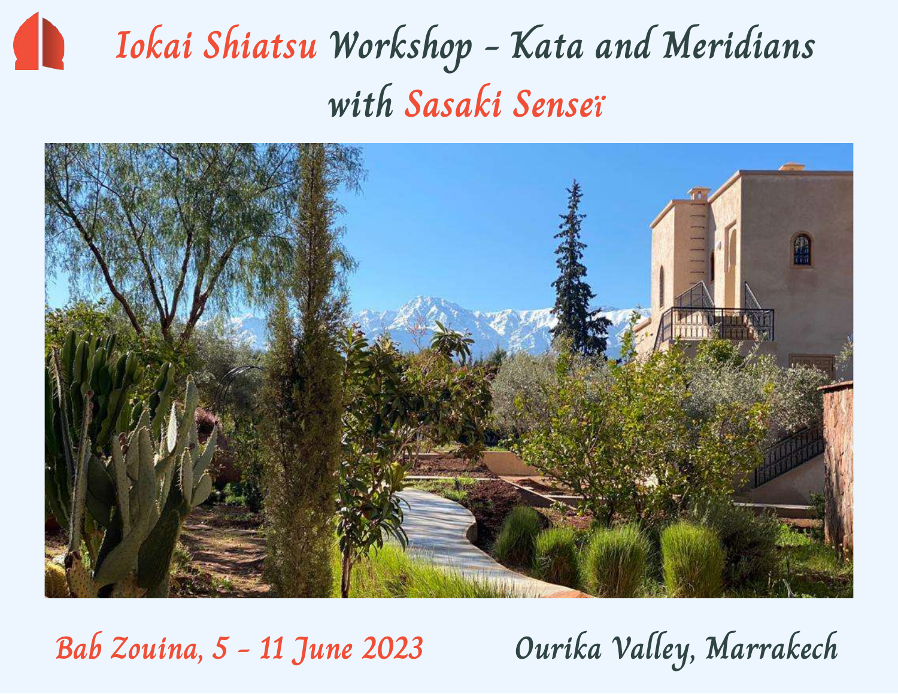# Iokai Shiatsu Workshop - Kata and Meridians with Sasaki Senseï

Bab Zouina, 5 - 11 June 2023

Ourika Valley, Marrakech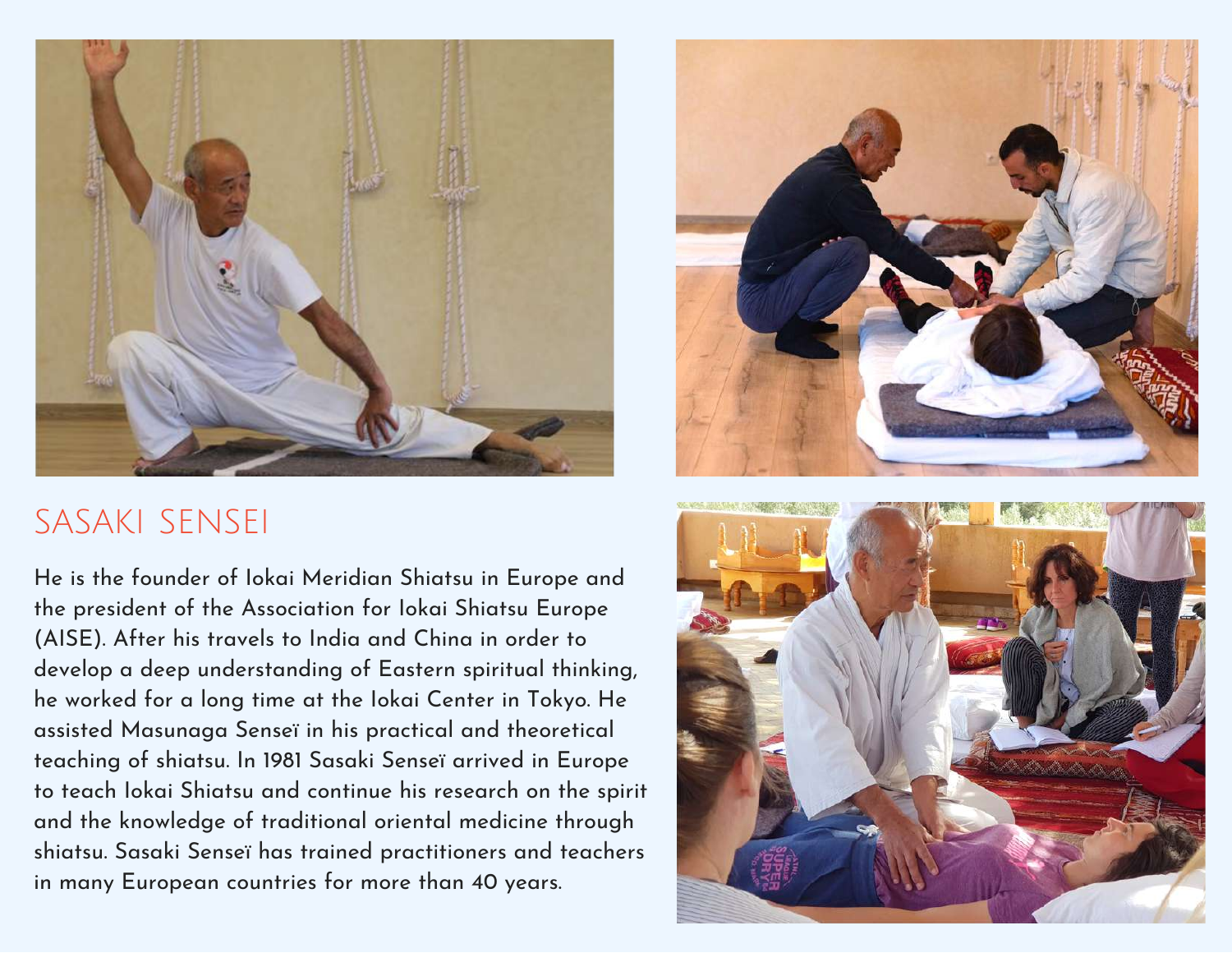## SASAKI SENSEI

He is the founder of Iokai Meridian Shiatsu in Europe and the president of the Association for Iokai Shiatsu Europe (AISE). After his travels to India and China in order to develop a deep understanding of Eastern spiritual thinking, he worked for a long time at the Iokai Center in Tokyo. He assisted Masunaga Senseï in his practical and theoretical teaching of shiatsu. In 1981 Sasaki Senseï arrived in Europe to teach Iokai Shiatsu and continue his research on the spirit and the knowledge of traditional oriental medicine through shiatsu. Sasaki Senseï has trained practitioners and teachers in many European countries for more than 40 years.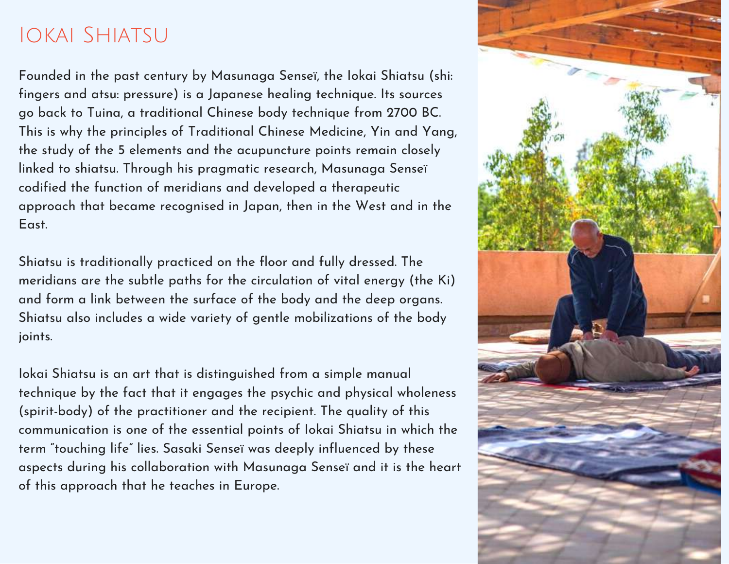# Iokai Shiatsu

Founded in the past century by Masunaga Senseï, the Iokai Shiatsu (shi: fingers and atsu: pressure) is a Japanese healing technique. Its sources go back to Tuina, a traditional Chinese body technique from 2700 BC. This is why the principles of Traditional Chinese Medicine, Yin and Yang, the study of the 5 elements and the acupuncture points remain closely linked to shiatsu. Through his pragmatic research, Masunaga Senseï codified the function of meridians and developed a therapeutic approach that became recognised in Japan, then in the West and in the East.

Shiatsu is traditionally practiced on the floor and fully dressed. The meridians are the subtle paths for the circulation of vital energy (the Ki) and form a link between the surface of the body and the deep organs. Shiatsu also includes a wide variety of gentle mobilizations of the body joints.

Iokai Shiatsu is an art that is distinguished from a simple manual technique by the fact that it engages the psychic and physical wholeness (spirit-body) of the practitioner and the recipient. The quality of this communication is one of the essential points of Iokai Shiatsu in which the term "touching life" lies. Sasaki Senseï was deeply influenced by these aspects during his collaboration with Masunaga Senseï and it is the heart of this approach that he teaches in Europe.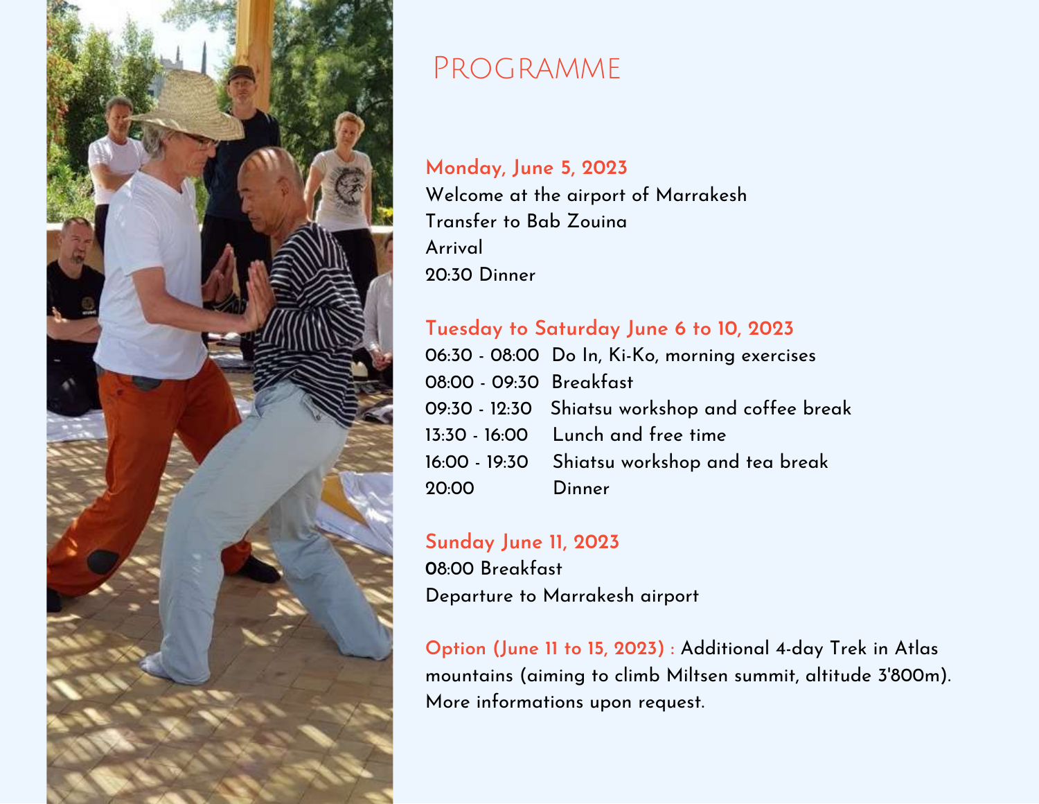# Programme

**Monday, June 5, 2023**

Welcome at the airport of Marrakesh
Transfer to Bab Zouina
Arrival
20:30 Dinner

**Tuesday to Saturday June 6 to 10, 2023**

| | |
|---|---|
| 06:30 - 08:00 | Do In, Ki-Ko, morning exercises |
| 08:00 - 09:30 | Breakfast |
| 09:30 - 12:30 | Shiatsu workshop and coffee break |
| 13:30 - 16:00 | Lunch and free time |
| 16:00 - 19:30 | Shiatsu workshop and tea break |
| 20:00 | Dinner |

**Sunday June 11, 2023**

08:00 Breakfast
Departure to Marrakesh airport

**Option (June 11 to 15, 2023) :** Additional 4-day Trek in Atlas mountains (aiming to climb Miltsen summit, altitude 3'800m). More informations upon request.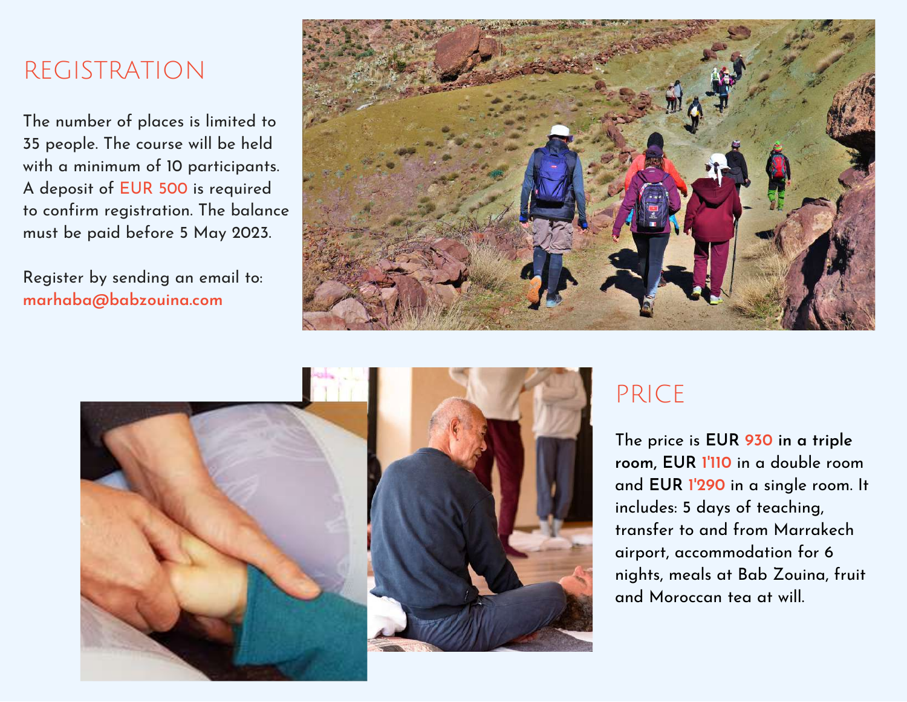## REGISTRATION

The number of places is limited to 35 people. The course will be held with a minimum of 10 participants. A deposit of EUR 500 is required to confirm registration. The balance must be paid before 5 May 2023.

Register by sending an email to: marhaba@babzouina.com

## PRICE

The price is **EUR 930 in a triple room, EUR** 1'110 in a double room and **EUR** 1'290 in a single room. It includes: 5 days of teaching, transfer to and from Marrakech airport, accommodation for 6 nights, meals at Bab Zouina, fruit and Moroccan tea at will.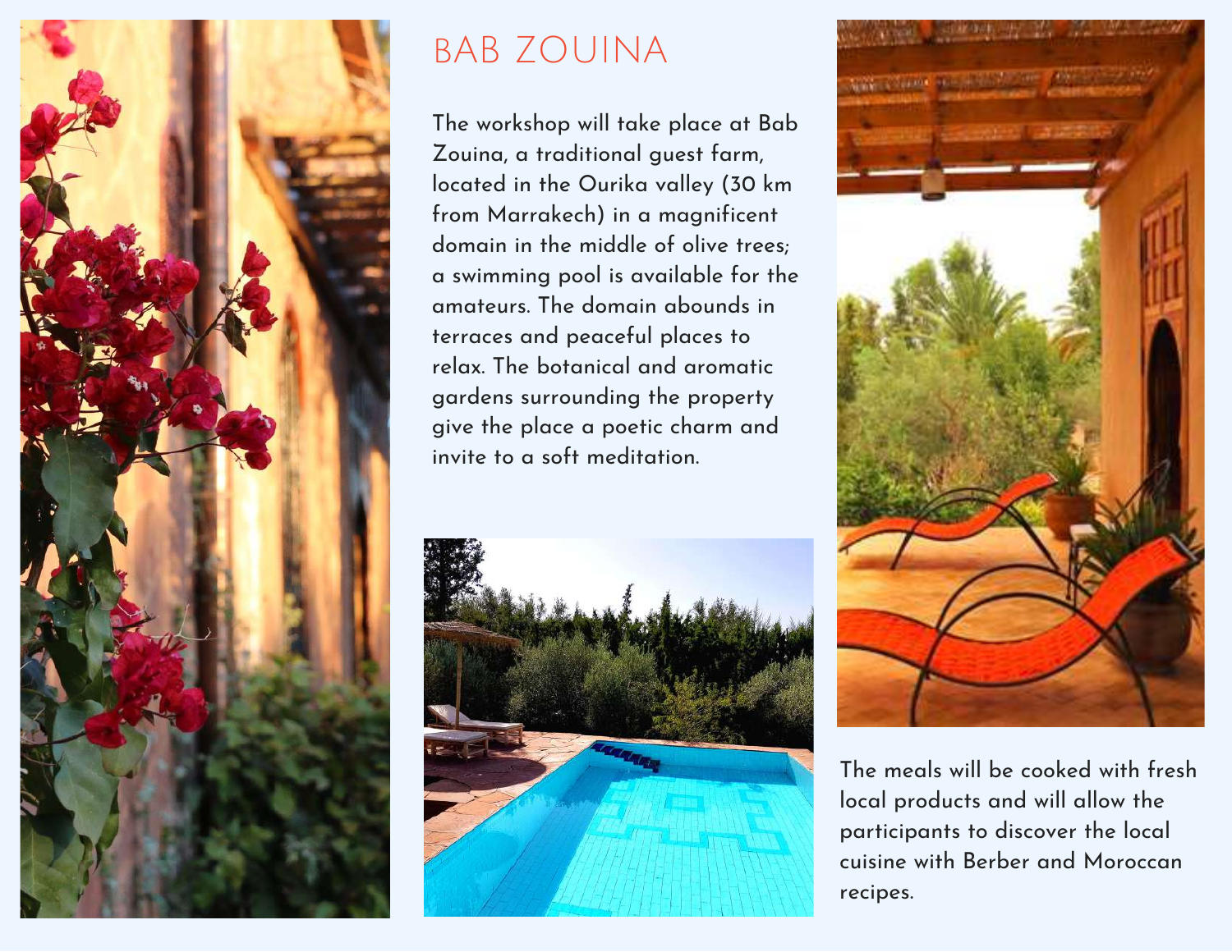# BAB ZOUINA

The workshop will take place at Bab Zouina, a traditional guest farm, located in the Ourika valley (30 km from Marrakech) in a magnificent domain in the middle of olive trees; a swimming pool is available for the amateurs. The domain abounds in terraces and peaceful places to relax. The botanical and aromatic gardens surrounding the property give the place a poetic charm and invite to a soft meditation.

The meals will be cooked with fresh local products and will allow the participants to discover the local cuisine with Berber and Moroccan recipes.